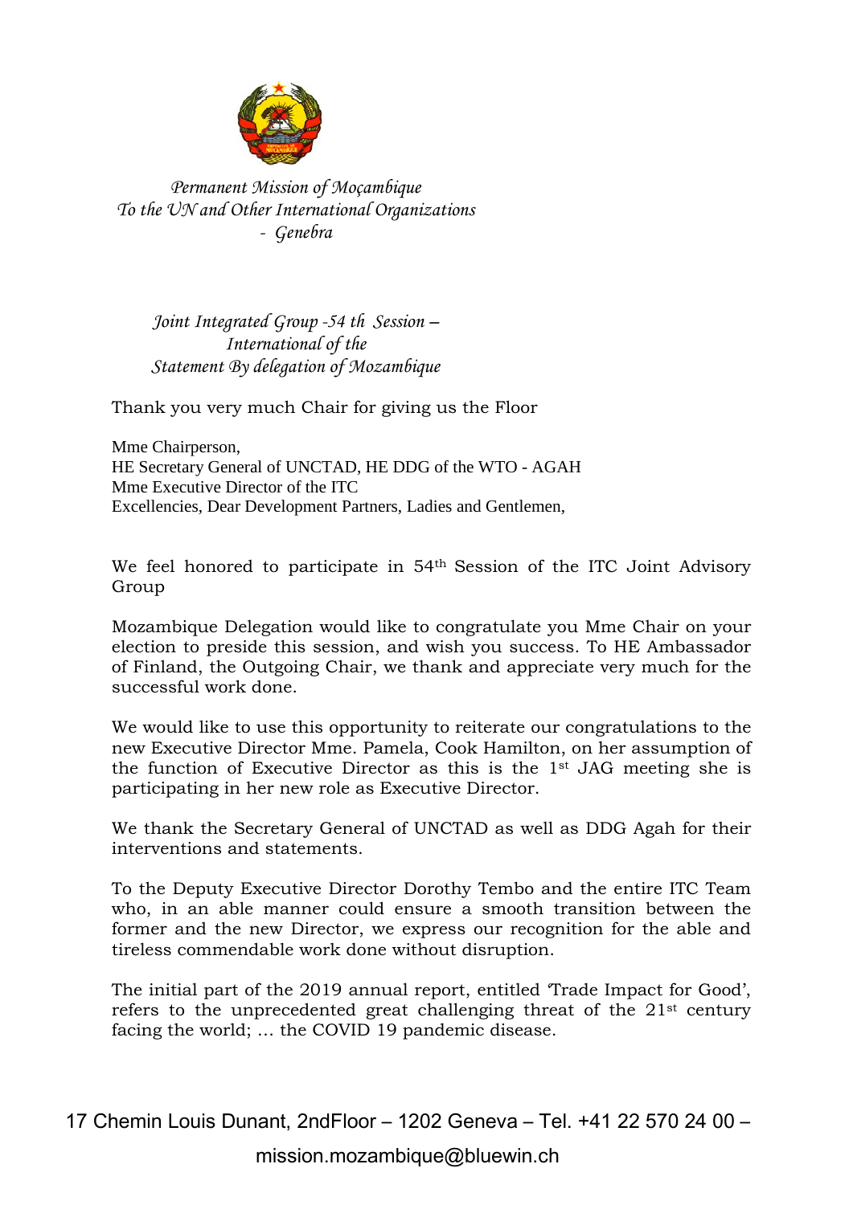*Permanent Mission of Moçambique*
*To the UN and Other International Organizations*
*- Genebra*

*Joint Integrated Group -54 th Session –*
*International of the*
*Statement By delegation of Mozambique*

Thank you very much Chair for giving us the Floor

Mme Chairperson,
HE Secretary General of UNCTAD, HE DDG of the WTO - AGAH
Mme Executive Director of the ITC
Excellencies, Dear Development Partners, Ladies and Gentlemen,

We feel honored to participate in 54th Session of the ITC Joint Advisory Group

Mozambique Delegation would like to congratulate you Mme Chair on your election to preside this session, and wish you success. To HE Ambassador of Finland, the Outgoing Chair, we thank and appreciate very much for the successful work done.

We would like to use this opportunity to reiterate our congratulations to the new Executive Director Mme. Pamela, Cook Hamilton, on her assumption of the function of Executive Director as this is the 1st JAG meeting she is participating in her new role as Executive Director.

We thank the Secretary General of UNCTAD as well as DDG Agah for their interventions and statements.

To the Deputy Executive Director Dorothy Tembo and the entire ITC Team who, in an able manner could ensure a smooth transition between the former and the new Director, we express our recognition for the able and tireless commendable work done without disruption.

The initial part of the 2019 annual report, entitled 'Trade Impact for Good', refers to the unprecedented great challenging threat of the 21st century facing the world; … the COVID 19 pandemic disease.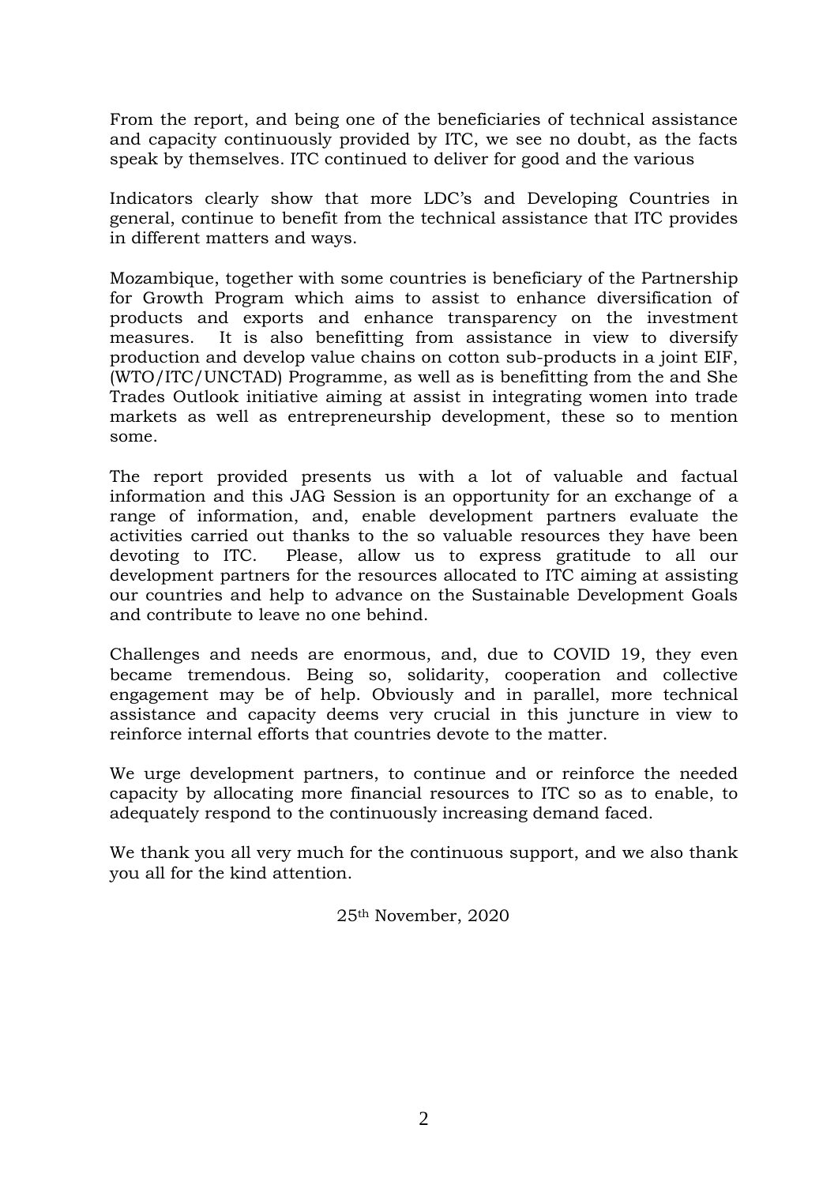From the report, and being one of the beneficiaries of technical assistance and capacity continuously provided by ITC, we see no doubt, as the facts speak by themselves. ITC continued to deliver for good and the various

Indicators clearly show that more LDC's and Developing Countries in general, continue to benefit from the technical assistance that ITC provides in different matters and ways.

Mozambique, together with some countries is beneficiary of the Partnership for Growth Program which aims to assist to enhance diversification of products and exports and enhance transparency on the investment measures. It is also benefitting from assistance in view to diversify production and develop value chains on cotton sub-products in a joint EIF, (WTO/ITC/UNCTAD) Programme, as well as is benefitting from the and She Trades Outlook initiative aiming at assist in integrating women into trade markets as well as entrepreneurship development, these so to mention some.

The report provided presents us with a lot of valuable and factual information and this JAG Session is an opportunity for an exchange of a range of information, and, enable development partners evaluate the activities carried out thanks to the so valuable resources they have been devoting to ITC. Please, allow us to express gratitude to all our development partners for the resources allocated to ITC aiming at assisting our countries and help to advance on the Sustainable Development Goals and contribute to leave no one behind.

Challenges and needs are enormous, and, due to COVID 19, they even became tremendous. Being so, solidarity, cooperation and collective engagement may be of help. Obviously and in parallel, more technical assistance and capacity deems very crucial in this juncture in view to reinforce internal efforts that countries devote to the matter.

We urge development partners, to continue and or reinforce the needed capacity by allocating more financial resources to ITC so as to enable, to adequately respond to the continuously increasing demand faced.

We thank you all very much for the continuous support, and we also thank you all for the kind attention.

25th November, 2020